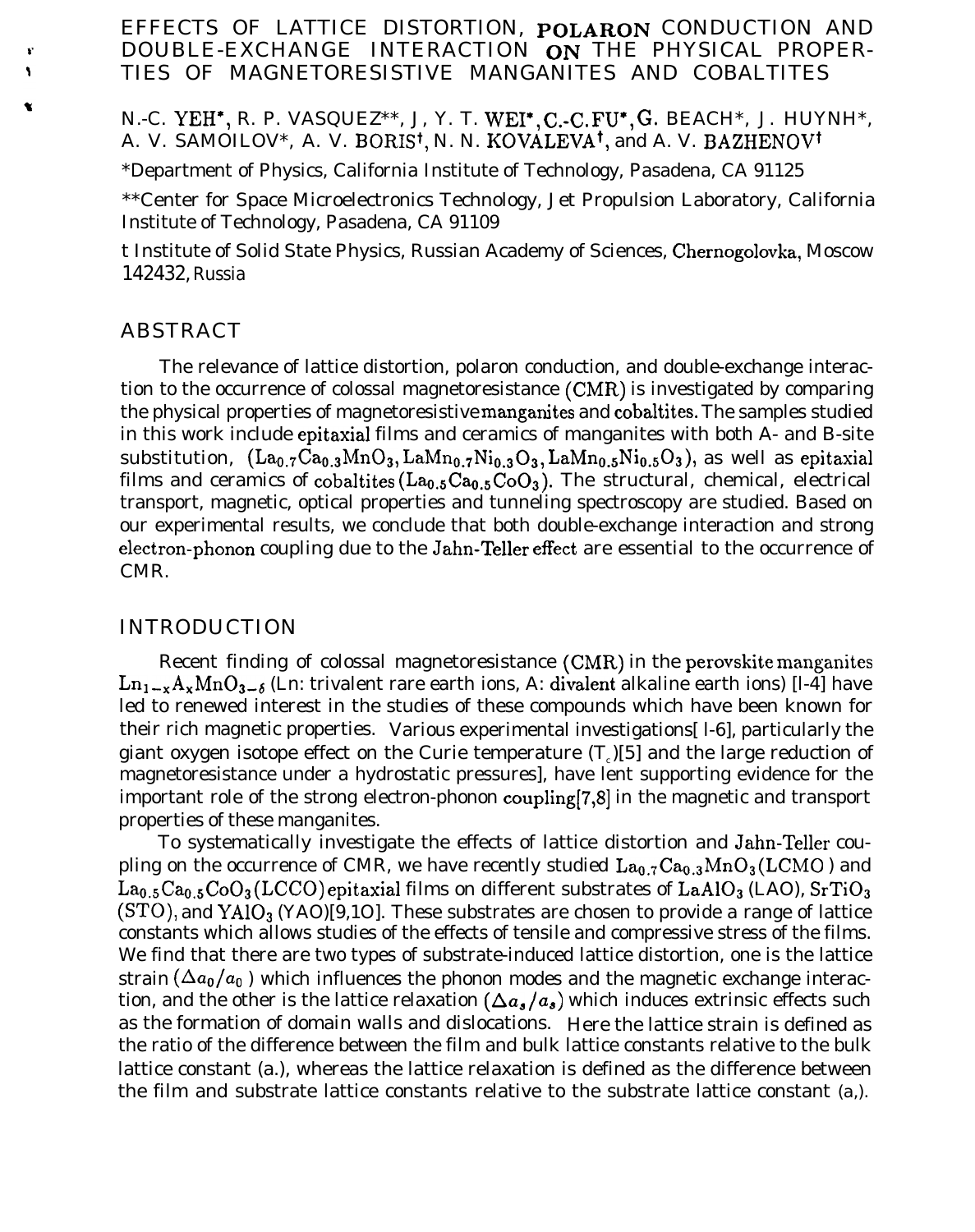# EFFECTS OF LATTICE DISTORTION, POLARON CONDUCTION AND DOUBLE-EXCHANGE INTERACTION ON THE PHYSICAL PROPERTIES OF MAGNETORESISTIVE MANGANITES AND COBALTITES

N.-C. YEH*, R. P. VASQUEZ**, J. Y. T. WEI*, C.-C. FU*, G. BEACH*, J. HUYNH*, A. V. SAMOILOV*, A. V. BORIS†, N. N. KOVALEVA†, and A. V. BAZHENOV†

*Department of Physics, California Institute of Technology, Pasadena, CA 91125

**Center for Space Microelectronics Technology, Jet Propulsion Laboratory, California Institute of Technology, Pasadena, CA 91109

† Institute of Solid State Physics, Russian Academy of Sciences, Chernogolovka, Moscow 142432, Russia

## ABSTRACT

The relevance of lattice distortion, polaron conduction, and double-exchange interaction to the occurrence of colossal magnetoresistance (CMR) is investigated by comparing the physical properties of magnetoresistive manganites and cobaltites. The samples studied in this work include epitaxial films and ceramics of manganites with both A- and B-site substitution, ($La_{0.7}Ca_{0.3}MnO_3, LaMn_{0.7}Ni_{0.3}O_3, LaMn_{0.5}Ni_{0.5}O_3$), as well as epitaxial films and ceramics of cobaltites ($La_{0.5}Ca_{0.5}CoO_3$). The structural, chemical, electrical transport, magnetic, optical properties and tunneling spectroscopy are studied. Based on our experimental results, we conclude that both double-exchange interaction and strong electron-phonon coupling due to the Jahn-Teller effect are essential to the occurrence of CMR.

## INTRODUCTION

Recent finding of colossal magnetoresistance (CMR) in the perovskite manganites $Ln_{1-x}A_xMnO_{3-\delta}$ (Ln: trivalent rare earth ions, A: divalent alkaline earth ions) [1-4] have led to renewed interest in the studies of these compounds which have been known for their rich magnetic properties. Various experimental investigations[1-6], particularly the giant oxygen isotope effect on the Curie temperature ($T_c$)[5] and the large reduction of magnetoresistance under a hydrostatic pressures], have lent supporting evidence for the important role of the strong electron-phonon coupling[7,8] in the magnetic and transport properties of these manganites.

To systematically investigate the effects of lattice distortion and Jahn-Teller coupling on the occurrence of CMR, we have recently studied $La_{0.7}Ca_{0.3}MnO_3$ (LCMO) and $La_{0.5}Ca_{0.5}CoO_3$ (LCCO) epitaxial films on different substrates of $LaAlO_3$ (LAO), $SrTiO_3$ (STO), and $YAlO_3$ (YAO)[9,10]. These substrates are chosen to provide a range of lattice constants which allows studies of the effects of tensile and compressive stress of the films. We find that there are two types of substrate-induced lattice distortion, one is the lattice strain ($\Delta a_0/a_0$) which influences the phonon modes and the magnetic exchange interaction, and the other is the lattice relaxation ($\Delta a_s/a_s$) which induces extrinsic effects such as the formation of domain walls and dislocations. Here the lattice strain is defined as the ratio of the difference between the film and bulk lattice constants relative to the bulk lattice constant ($a_0$), whereas the lattice relaxation is defined as the difference between the film and substrate lattice constants relative to the substrate lattice constant ($a_s$).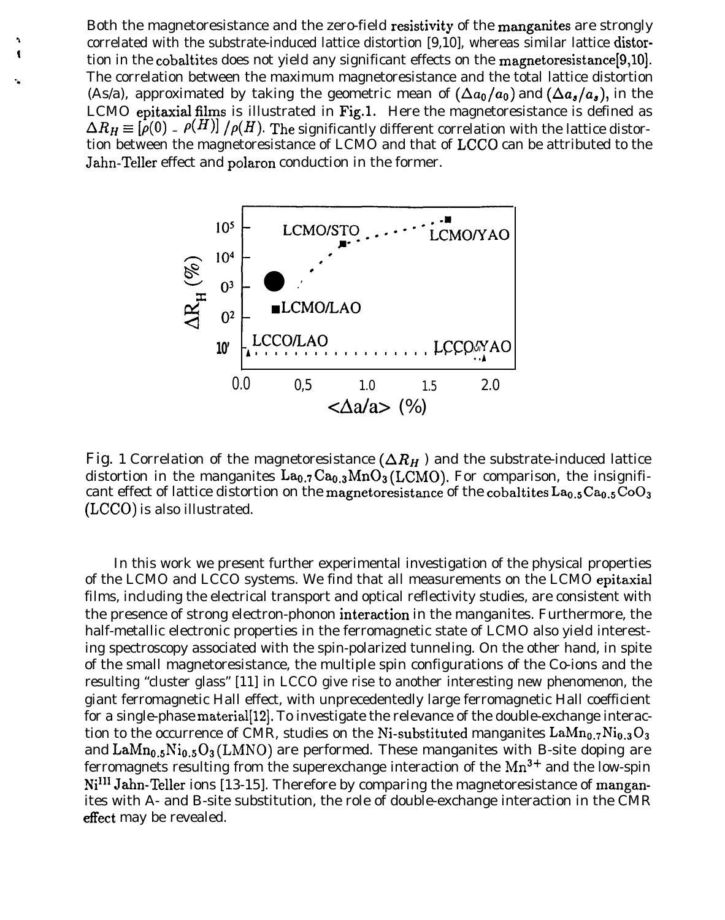Both the magnetoresistance and the zero-field resistivity of the manganites are strongly correlated with the substrate-induced lattice distortion [9,10], whereas similar lattice distortion in the cobaltites does not yield any significant effects on the magnetoresistance[9,10]. The correlation between the maximum magnetoresistance and the total lattice distortion (As/a), approximated by taking the geometric mean of $(\Delta a_0/a_0)$ and $(\Delta a_s/a_s)$, in the LCMO epitaxial films is illustrated in Fig.1. Here the magnetoresistance is defined as $\Delta R_H \equiv [\rho(0) - \rho(H)]/\rho(H)$. The significantly different correlation with the lattice distortion between the magnetoresistance of LCMO and that of LCCO can be attributed to the Jahn-Teller effect and polaron conduction in the former.

Fig. 1 Correlation of the magnetoresistance ($\Delta R_H$) and the substrate-induced lattice distortion in the manganites $La_{0.7}Ca_{0.3}MnO_3$ (LCMO). For comparison, the insignificant effect of lattice distortion on the magnetoresistance of the cobaltites $La_{0.5}Ca_{0.5}CoO_3$ (LCCO) is also illustrated.

In this work we present further experimental investigation of the physical properties of the LCMO and LCCO systems. We find that all measurements on the LCMO epitaxial films, including the electrical transport and optical reflectivity studies, are consistent with the presence of strong electron-phonon interaction in the manganites. Furthermore, the half-metallic electronic properties in the ferromagnetic state of LCMO also yield interesting spectroscopy associated with the spin-polarized tunneling. On the other hand, in spite of the small magnetoresistance, the multiple spin configurations of the Co-ions and the resulting "cluster glass" [11] in LCCO give rise to another interesting new phenomenon, the giant ferromagnetic Hall effect, with unprecedentedly large ferromagnetic Hall coefficient for a single-phase material[12]. To investigate the relevance of the double-exchange interaction to the occurrence of CMR, studies on the Ni-substituted manganites $LaMn_{0.7}Ni_{0.3}O_3$ and $LaMn_{0.5}Ni_{0.5}O_3$ (LMNO) are performed. These manganites with B-site doping are ferromagnets resulting from the superexchange interaction of the $Mn^{3+}$ and the low-spin $Ni^{III}$ Jahn-Teller ions [13-15]. Therefore by comparing the magnetoresistance of manganites with A- and B-site substitution, the role of double-exchange interaction in the CMR effect may be revealed.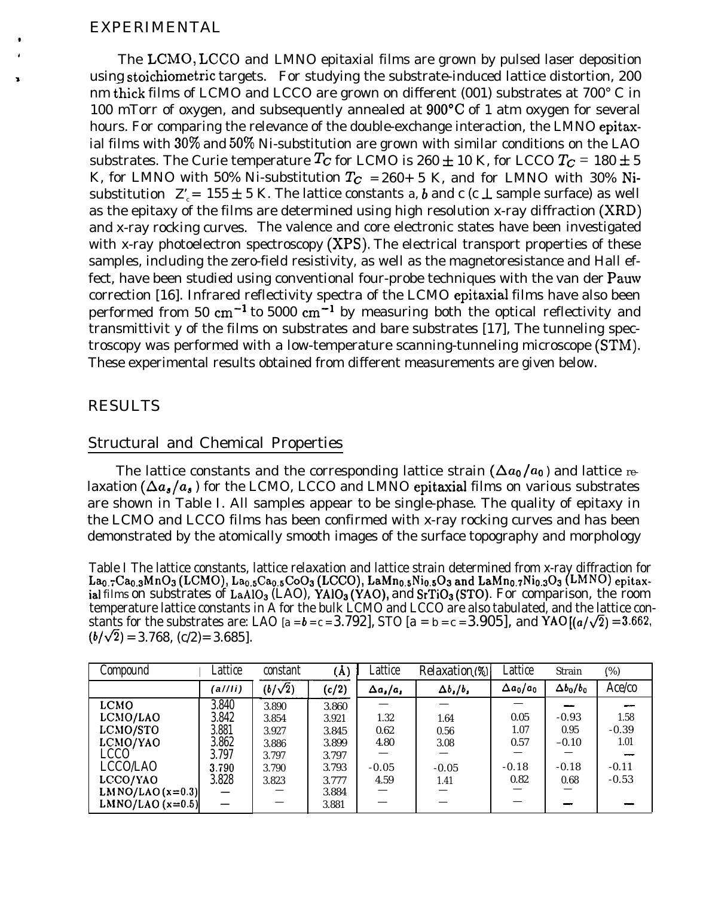## EXPERIMENTAL

The LCMO, LCCO and LMNO epitaxial films are grown by pulsed laser deposition using stoichiometric targets. For studying the substrate-induced lattice distortion, 200 nm thick films of LCMO and LCCO are grown on different (001) substrates at 700° C in 100 mTorr of oxygen, and subsequently annealed at 900°C of 1 atm oxygen for several hours. For comparing the relevance of the double-exchange interaction, the LMNO epitaxial films with 30% and 50% Ni-substitution are grown with similar conditions on the LAO substrates. The Curie temperature $T_C$ for LCMO is 260 ± 10 K, for LCCO $T_C$ = 180 ± 5 K, for LMNO with 50% Ni-substitution $T_C$ = 260+ 5 K, and for LMNO with 30% Ni-substitution $Z'_c$ = 155 ± 5 K. The lattice constants a, b and c (c ⊥ sample surface) as well as the epitaxy of the films are determined using high resolution x-ray diffraction (XRD) and x-ray rocking curves. The valence and core electronic states have been investigated with x-ray photoelectron spectroscopy (XPS). The electrical transport properties of these samples, including the zero-field resistivity, as well as the magnetoresistance and Hall effect, have been studied using conventional four-probe techniques with the van der Pauw correction [16]. Infrared reflectivity spectra of the LCMO epitaxial films have also been performed from 50 $cm^{-1}$ to 5000 $cm^{-1}$ by measuring both the optical reflectivity and transmittivit y of the films on substrates and bare substrates [17], The tunneling spectroscopy was performed with a low-temperature scanning-tunneling microscope (STM). These experimental results obtained from different measurements are given below.

## RESULTS

### Structural and Chemical Properties

The lattice constants and the corresponding lattice strain ($\Delta a_0/a_0$) and lattice relaxation ($\Delta a_s/a_s$) for the LCMO, LCCO and LMNO epitaxial films on various substrates are shown in Table I. All samples appear to be single-phase. The quality of epitaxy in the LCMO and LCCO films has been confirmed with x-ray rocking curves and has been demonstrated by the atomically smooth images of the surface topography and morphology

Table I The lattice constants, lattice relaxation and lattice strain determined from x-ray diffraction for $La_{0.7}Ca_{0.3}MnO_3$ (LCMO), $La_{0.5}Ca_{0.5}CoO_3$ (LCCO), $LaMn_{0.5}Ni_{0.5}O_3$ and $LaMn_{0.7}Ni_{0.3}O_3$ (LMNO) epitaxial films on substrates of $LaAlO_3$ (LAO), $YAlO_3$ (YAO), and $SrTiO_3$ (STO). For comparison, the room temperature lattice constants in A for the bulk LCMO and LCCO are also tabulated, and the lattice constants for the substrates are: LAO [a = b = c = 3.792], STO [a = b = c = 3.905], and YAO [$(a/\sqrt{2})$ = 3.662, $(b/\sqrt{2})$ = 3.768, (c/2) = 3.685].

| Compound | Lattice constant (Å) | | | Lattice Relaxation (%) | | Lattice Strain (%) | | |
|---|---|---|---|---|---|---|---|---|
| | $(a/\sqrt{2})$ | $(b/\sqrt{2})$ | $(c/2)$ | $\Delta a_s/a_s$ | $\Delta b_s/b_s$ | $\Delta a_0/a_0$ | $\Delta b_0/b_0$ | $\Delta c_0/c_0$ |
| LCMO | 3.840 | 3.890 | 3.860 | — | — | — | — | — |
| LCMO/LAO | 3.842 | 3.854 | 3.921 | 1.32 | 1.64 | 0.05 | -0.93 | 1.58 |
| LCMO/STO | 3.881 | 3.927 | 3.845 | 0.62 | 0.56 | 1.07 | 0.95 | -0.39 |
| LCMO/YAO | 3.862 | 3.886 | 3.899 | 4.80 | 3.08 | 0.57 | -0.10 | 1.01 |
| LCCO | 3.797 | 3.797 | 3.797 | — | — | — | — | — |
| LCCO/LAO | 3.790 | 3.790 | 3.793 | -0.05 | -0.05 | -0.18 | -0.18 | -0.11 |
| LCCO/YAO | 3.828 | 3.823 | 3.777 | 4.59 | 1.41 | 0.82 | 0.68 | -0.53 |
| LMNO/LAO (x=0.3) | — | — | 3.884 | — | — | — | — | — |
| LMNO/LAO (x=0.5) | — | — | 3.881 | — | — | — | — | — |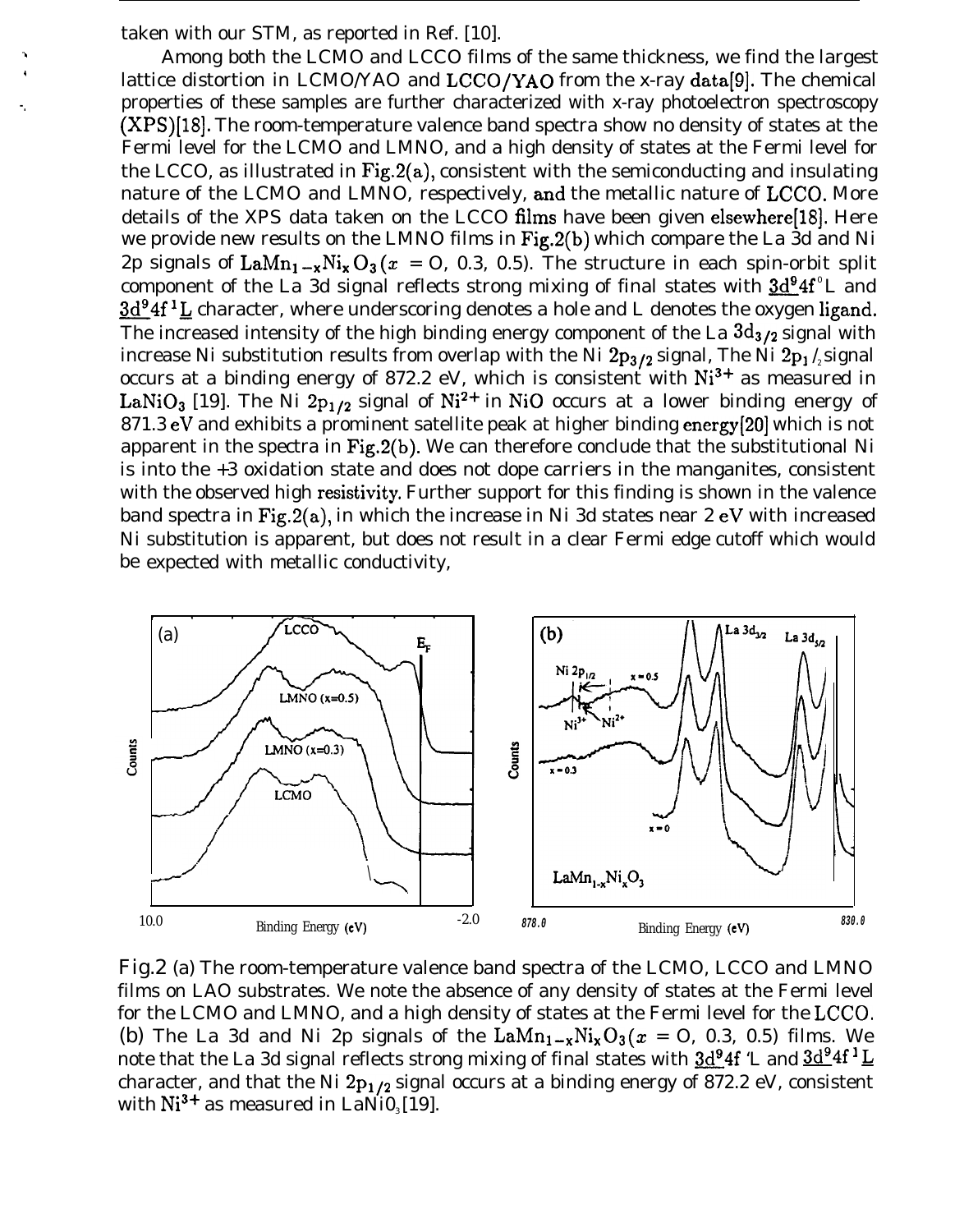taken with our STM, as reported in Ref. [10].

Among both the LCMO and LCCO films of the same thickness, we find the largest lattice distortion in LCMO/YAO and LCCO/YAO from the x-ray data[9]. The chemical properties of these samples are further characterized with x-ray photoelectron spectroscopy (XPS)[18]. The room-temperature valence band spectra show no density of states at the Fermi level for the LCMO and LMNO, and a high density of states at the Fermi level for the LCCO, as illustrated in Fig.2(a), consistent with the semiconducting and insulating nature of the LCMO and LMNO, respectively, and the metallic nature of LCCO. More details of the XPS data taken on the LCCO films have been given elsewhere[18]. Here we provide new results on the LMNO films in Fig.2(b) which compare the La 3d and Ni 2p signals of $LaMn_{1-x}Ni_xO_3$ ($x$ = O, 0.3, 0.5). The structure in each spin-orbit split component of the La 3d signal reflects strong mixing of final states with $\underline{3d}^9 4f^0$L and $\underline{3d}^9 4f^1 \underline{L}$ character, where underscoring denotes a hole and L denotes the oxygen ligand. The increased intensity of the high binding energy component of the La $3d_{3/2}$ signal with increase Ni substitution results from overlap with the Ni $2p_{3/2}$ signal, The Ni $2p_{1/2}$ signal occurs at a binding energy of 872.2 eV, which is consistent with $Ni^{3+}$ as measured in $LaNiO_3$ [19]. The Ni $2p_{1/2}$ signal of $Ni^{2+}$ in NiO occurs at a lower binding energy of 871.3 eV and exhibits a prominent satellite peak at higher binding energy[20] which is not apparent in the spectra in Fig.2(b). We can therefore conclude that the substitutional Ni is into the +3 oxidation state and does not dope carriers in the manganites, consistent with the observed high resistivity. Further support for this finding is shown in the valence band spectra in Fig.2(a), in which the increase in Ni 3d states near 2 eV with increased Ni substitution is apparent, but does not result in a clear Fermi edge cutoff which would be expected with metallic conductivity,

Fig.2 (a) The room-temperature valence band spectra of the LCMO, LCCO and LMNO films on LAO substrates. We note the absence of any density of states at the Fermi level for the LCMO and LMNO, and a high density of states at the Fermi level for the LCCO. (b) The La 3d and Ni 2p signals of the $LaMn_{1-x}Ni_xO_3$ ($x$ = O, 0.3, 0.5) films. We note that the La 3d signal reflects strong mixing of final states with $\underline{3d}^9 4f$ 'L and $\underline{3d}^9 4f^1 \underline{L}$ character, and that the Ni $2p_{1/2}$ signal occurs at a binding energy of 872.2 eV, consistent with $Ni^{3+}$ as measured in $LaNiO_3$ [19].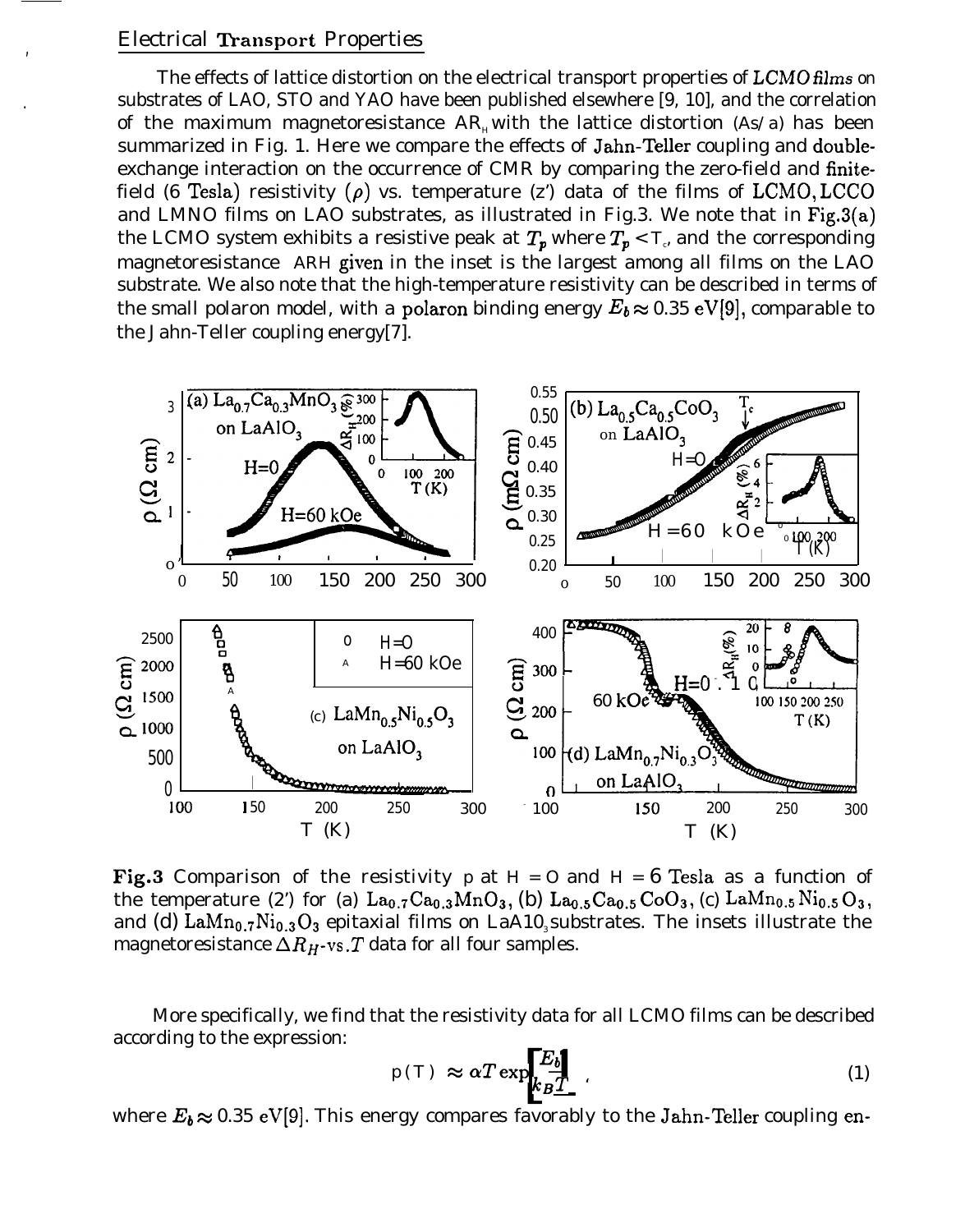## Electrical Transport Properties

The effects of lattice distortion on the electrical transport properties of LCMO films on substrates of LAO, STO and YAO have been published elsewhere [9, 10], and the correlation of the maximum magnetoresistance $\Delta R_H$ with the lattice distortion ($\Delta s/a$) has been summarized in Fig. 1. Here we compare the effects of Jahn-Teller coupling and double-exchange interaction on the occurrence of CMR by comparing the zero-field and finite-field (6 Tesla) resistivity ($\rho$) vs. temperature ($T$) data of the films of LCMO, LCCO and LMNO films on LAO substrates, as illustrated in Fig.3. We note that in Fig.3(a) the LCMO system exhibits a resistive peak at $T_p$ where $T_p < T_c$, and the corresponding magnetoresistance $\Delta R_H$ given in the inset is the largest among all films on the LAO substrate. We also note that the high-temperature resistivity can be described in terms of the small polaron model, with a polaron binding energy $E_b \approx 0.35$ eV[9], comparable to the Jahn-Teller coupling energy[7].

**Fig.3** Comparison of the resistivity $\rho$ at $H = 0$ and $H = 6$ Tesla as a function of the temperature ($T$) for (a) $La_{0.7}Ca_{0.3}MnO_3$, (b) $La_{0.5}Ca_{0.5}CoO_3$, (c) $LaMn_{0.5}Ni_{0.5}O_3$, and (d) $LaMn_{0.7}Ni_{0.3}O_3$ epitaxial films on $LaAlO_3$ substrates. The insets illustrate the magnetoresistance $\Delta R_H$-vs.$T$ data for all four samples.

More specifically, we find that the resistivity data for all LCMO films can be described according to the expression:

$$\rho(T) \approx \alpha T \exp\left[\frac{E_b}{k_B T}\right], \tag{1}$$

where $E_b \approx 0.35$ eV[9]. This energy compares favorably to the Jahn-Teller coupling en-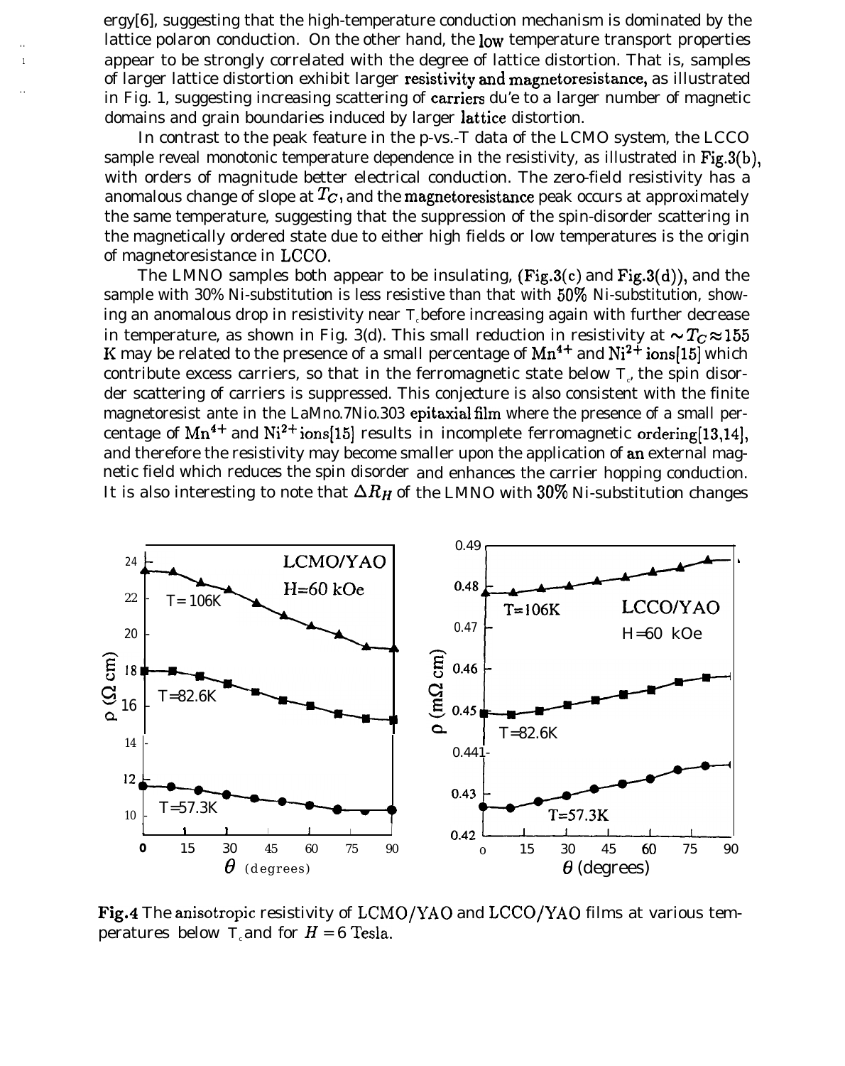ergy[6], suggesting that the high-temperature conduction mechanism is dominated by the lattice polaron conduction. On the other hand, the low temperature transport properties appear to be strongly correlated with the degree of lattice distortion. That is, samples of larger lattice distortion exhibit larger resistivity and magnetoresistance, as illustrated in Fig. 1, suggesting increasing scattering of carriers du'e to a larger number of magnetic domains and grain boundaries induced by larger lattice distortion.

In contrast to the peak feature in the ρ-vs.-T data of the LCMO system, the LCCO sample reveal monotonic temperature dependence in the resistivity, as illustrated in Fig.3(b), with orders of magnitude better electrical conduction. The zero-field resistivity has a anomalous change of slope at $T_C$, and the magnetoresistance peak occurs at approximately the same temperature, suggesting that the suppression of the spin-disorder scattering in the magnetically ordered state due to either high fields or low temperatures is the origin of magnetoresistance in LCCO.

The LMNO samples both appear to be insulating, (Fig.3(c) and Fig.3(d)), and the sample with 30% Ni-substitution is less resistive than that with 50% Ni-substitution, showing an anomalous drop in resistivity near $T_c$ before increasing again with further decrease in temperature, as shown in Fig. 3(d). This small reduction in resistivity at $\sim T_C \approx 155$ K may be related to the presence of a small percentage of $Mn^{4+}$ and $Ni^{2+}$ ions[15] which contribute excess carriers, so that in the ferromagnetic state below $T_c$, the spin disorder scattering of carriers is suppressed. This conjecture is also consistent with the finite magnetoresist ante in the $LaMn_{0.7}Ni_{0.3}O_3$ epitaxial film where the presence of a small percentage of $Mn^{4+}$ and $Ni^{2+}$ ions[15] results in incomplete ferromagnetic ordering[13,14], and therefore the resistivity may become smaller upon the application of an external magnetic field which reduces the spin disorder and enhances the carrier hopping conduction. It is also interesting to note that $\Delta R_H$ of the LMNO with 30% Ni-substitution changes

Fig.4 The anisotropic resistivity of LCMO/YAO and LCCO/YAO films at various temperatures below $T_c$ and for $H = 6$ Tesla.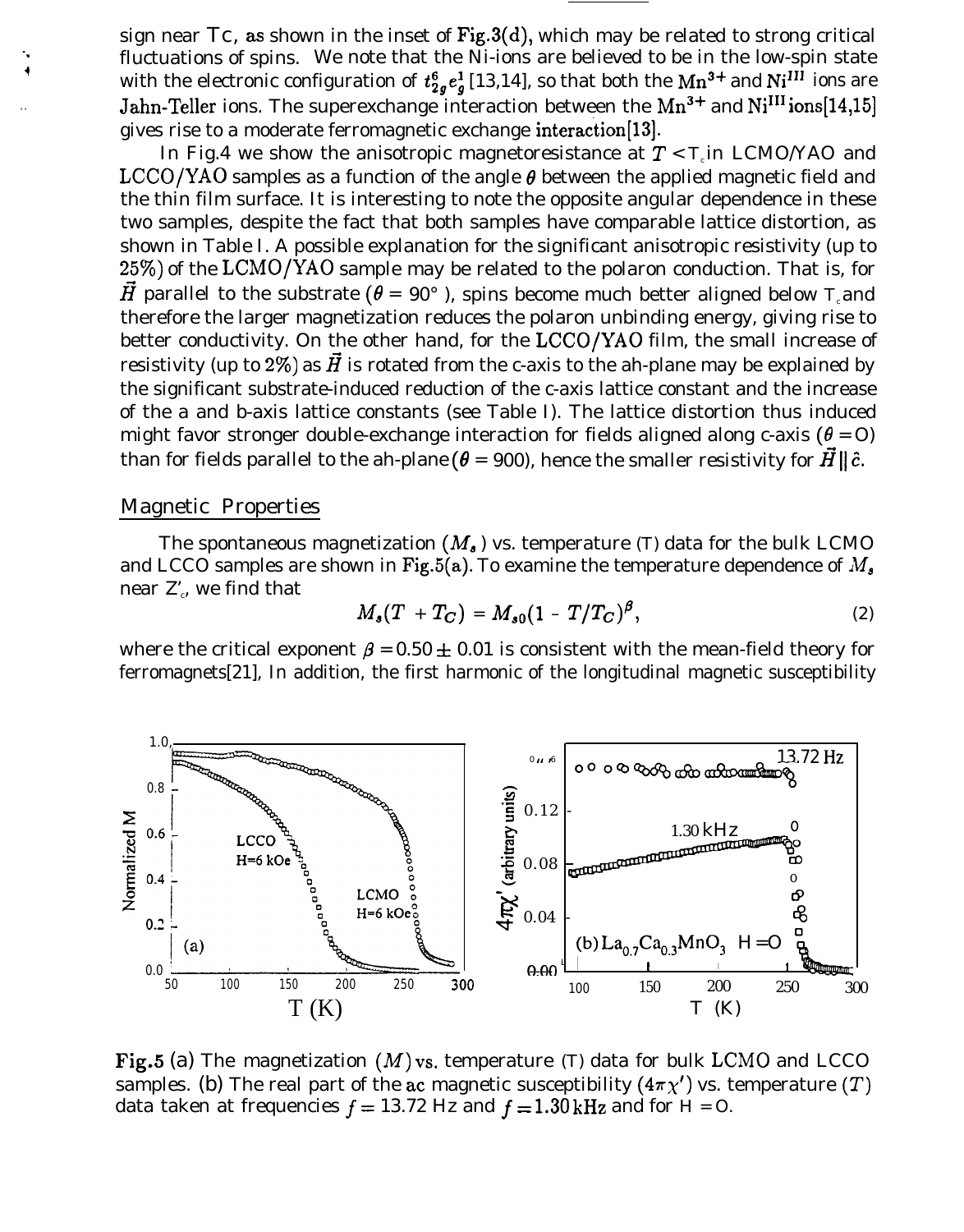sign near Tc, as shown in the inset of Fig.3(d), which may be related to strong critical fluctuations of spins. We note that the Ni-ions are believed to be in the low-spin state with the electronic configuration of $t_{2g}^{6}e_{g}^{1}$ [13,14], so that both the $Mn^{3+}$ and $Ni^{III}$ ions are Jahn-Teller ions. The superexchange interaction between the $Mn^{3+}$ and $Ni^{III}$ ions[14,15] gives rise to a moderate ferromagnetic exchange interaction[13].

In Fig.4 we show the anisotropic magnetoresistance at $T < T_c$ in LCMO/YAO and LCCO/YAO samples as a function of the angle $\theta$ between the applied magnetic field and the thin film surface. It is interesting to note the opposite angular dependence in these two samples, despite the fact that both samples have comparable lattice distortion, as shown in Table I. A possible explanation for the significant anisotropic resistivity (up to 25%) of the LCMO/YAO sample may be related to the polaron conduction. That is, for $\vec{H}$ parallel to the substrate ($\theta = 90°$), spins become much better aligned below $T_c$ and therefore the larger magnetization reduces the polaron unbinding energy, giving rise to better conductivity. On the other hand, for the LCCO/YAO film, the small increase of resistivity (up to 2%) as $\vec{H}$ is rotated from the c-axis to the ah-plane may be explained by the significant substrate-induced reduction of the c-axis lattice constant and the increase of the a and b-axis lattice constants (see Table I). The lattice distortion thus induced might favor stronger double-exchange interaction for fields aligned along c-axis ($\theta = 0$) than for fields parallel to the ah-plane ($\theta = 900$), hence the smaller resistivity for $\vec{H} \parallel \hat{c}$.

## Magnetic Properties

The spontaneous magnetization ($M_s$) vs. temperature (T) data for the bulk LCMO and LCCO samples are shown in Fig.5(a). To examine the temperature dependence of $M_s$ near $Z'_c$, we find that

$$M_s(T + T_C) = M_{s0}(1 - T/T_C)^{\beta}, \tag{2}$$

where the critical exponent $\beta = 0.50 \pm 0.01$ is consistent with the mean-field theory for ferromagnets[21], In addition, the first harmonic of the longitudinal magnetic susceptibility

Fig.5 (a) The magnetization $(M)$ vs. temperature (T) data for bulk LCMO and LCCO samples. (b) The real part of the ac magnetic susceptibility ($4\pi\chi'$) vs. temperature ($T$) data taken at frequencies $f = 13.72$ Hz and $f = 1.30$ kHz and for H = 0.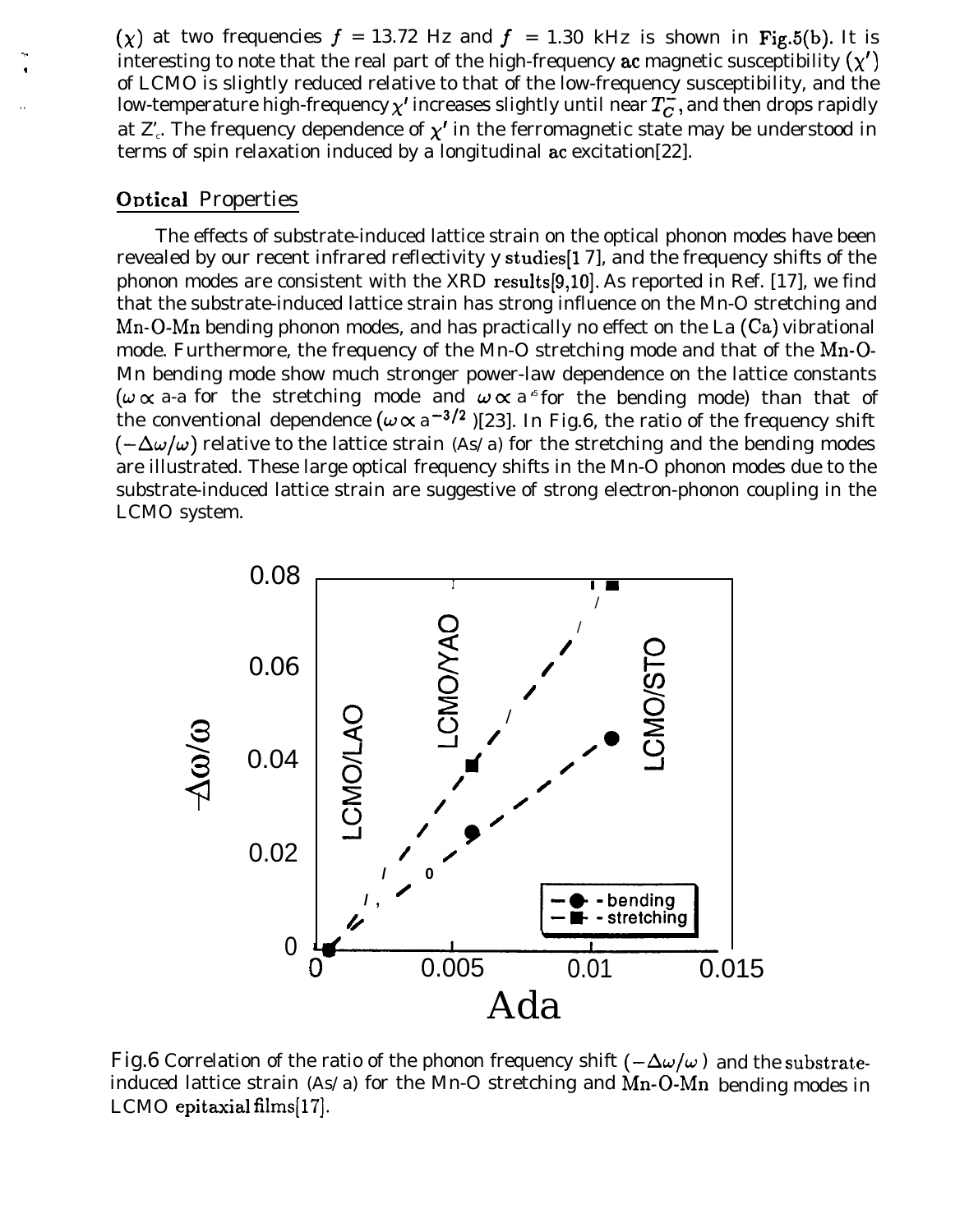($\chi$) at two frequencies $f$ = 13.72 Hz and $f$ = 1.30 kHz is shown in Fig.5(b). It is interesting to note that the real part of the high-frequency ac magnetic susceptibility ($\chi'$) of LCMO is slightly reduced relative to that of the low-frequency susceptibility, and the low-temperature high-frequency $\chi'$ increases slightly until near $T_C^-$, and then drops rapidly at $T_c$. The frequency dependence of $\chi'$ in the ferromagnetic state may be understood in terms of spin relaxation induced by a longitudinal ac excitation[22].

## Optical Properties

The effects of substrate-induced lattice strain on the optical phonon modes have been revealed by our recent infrared reflectivity y studies[17], and the frequency shifts of the phonon modes are consistent with the XRD results[9,10]. As reported in Ref. [17], we find that the substrate-induced lattice strain has strong influence on the Mn-O stretching and Mn-O-Mn bending phonon modes, and has practically no effect on the La (Ca) vibrational mode. Furthermore, the frequency of the Mn-O stretching mode and that of the Mn-O-Mn bending mode show much stronger power-law dependence on the lattice constants ($\omega \propto$ a-a for the stretching mode and $\omega \propto a^{-5}$ for the bending mode) than that of the conventional dependence ($\omega \propto a^{-3/2}$)[23]. In Fig.6, the ratio of the frequency shift ($-\Delta\omega/\omega$) relative to the lattice strain (As/a) for the stretching and the bending modes are illustrated. These large optical frequency shifts in the Mn-O phonon modes due to the substrate-induced lattice strain are suggestive of strong electron-phonon coupling in the LCMO system.

Fig.6 Correlation of the ratio of the phonon frequency shift ($-\Delta\omega/\omega$) and the substrate-induced lattice strain (As/a) for the Mn-O stretching and Mn-O-Mn bending modes in LCMO epitaxial films[17].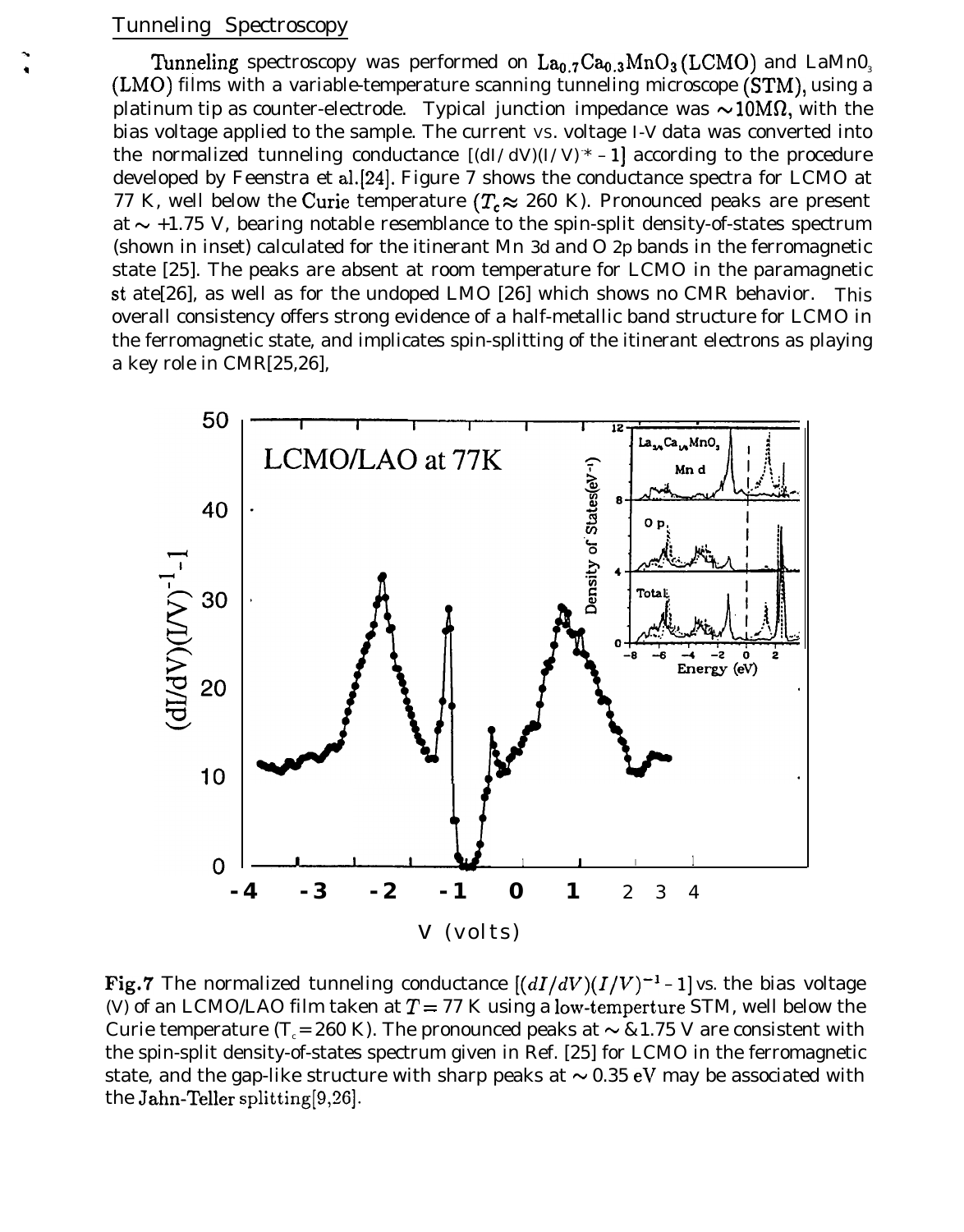## Tunneling Spectroscopy

Tunneling spectroscopy was performed on $La_{0.7}Ca_{0.3}MnO_3$ (LCMO) and $LaMnO_3$ (LMO) films with a variable-temperature scanning tunneling microscope (STM), using a platinum tip as counter-electrode. Typical junction impedance was $\sim 10M\Omega$, with the bias voltage applied to the sample. The current vs. voltage I-V data was converted into the normalized tunneling conductance $[(dI/dV)(I/V)^{-1} - 1]$ according to the procedure developed by Feenstra et al.[24]. Figure 7 shows the conductance spectra for LCMO at 77 K, well below the Curie temperature ($T_c \approx 260$ K). Pronounced peaks are present at $\sim$ +1.75 V, bearing notable resemblance to the spin-split density-of-states spectrum (shown in inset) calculated for the itinerant Mn 3d and O 2p bands in the ferromagnetic state [25]. The peaks are absent at room temperature for LCMO in the paramagnetic state[26], as well as for the undoped LMO [26] which shows no CMR behavior. This overall consistency offers strong evidence of a half-metallic band structure for LCMO in the ferromagnetic state, and implicates spin-splitting of the itinerant electrons as playing a key role in CMR[25,26],

**Fig.7** The normalized tunneling conductance $[(dI/dV)(I/V)^{-1} - 1]$ vs. the bias voltage (V) of an LCMO/LAO film taken at $T = 77$ K using a low-temperture STM, well below the Curie temperature ($T_c = 260$ K). The pronounced peaks at $\sim$ &1.75 V are consistent with the spin-split density-of-states spectrum given in Ref. [25] for LCMO in the ferromagnetic state, and the gap-like structure with sharp peaks at $\sim 0.35$ eV may be associated with the Jahn-Teller splitting[9,26].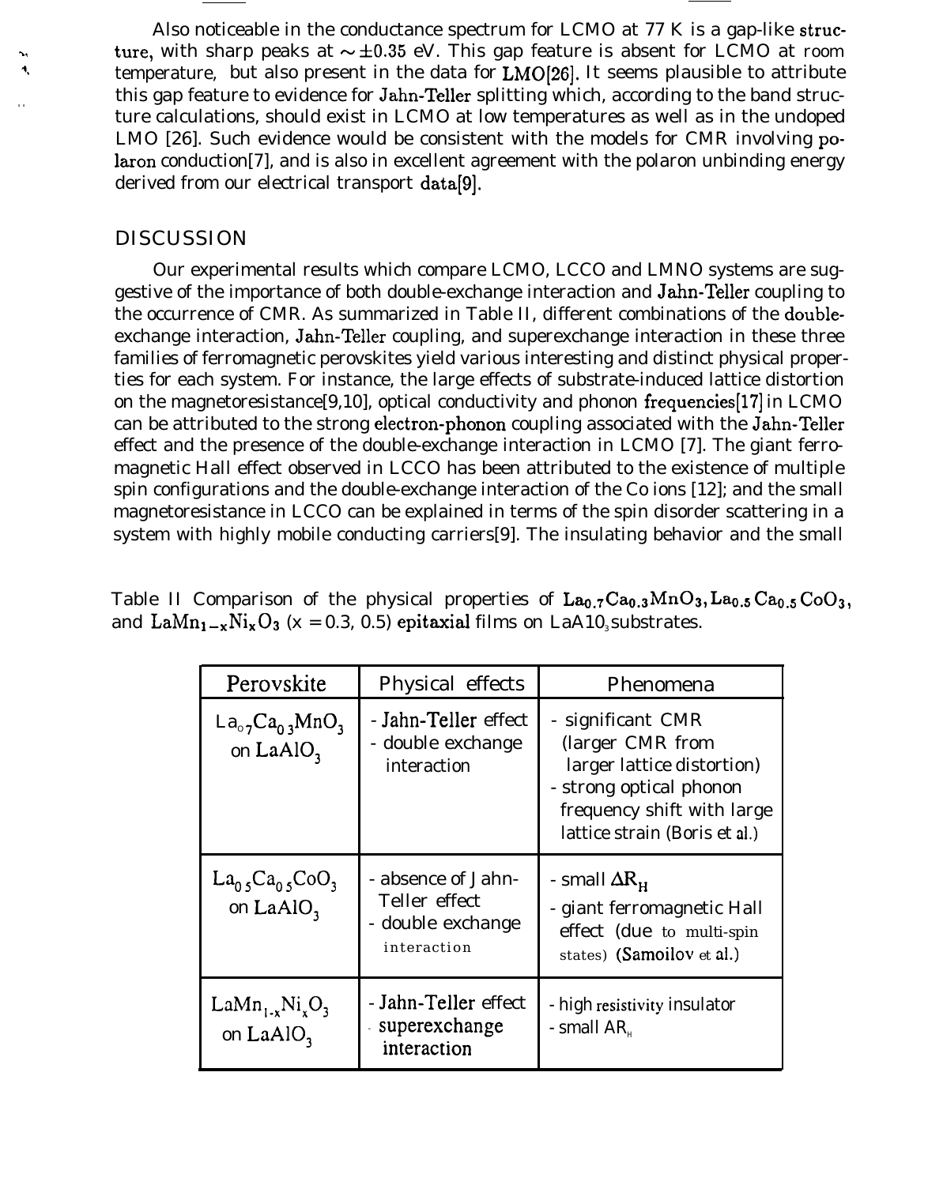Also noticeable in the conductance spectrum for LCMO at 77 K is a gap-like structure, with sharp peaks at $\sim \pm 0.35$ eV. This gap feature is absent for LCMO at room temperature, but also present in the data for LMO[26]. It seems plausible to attribute this gap feature to evidence for Jahn-Teller splitting which, according to the band structure calculations, should exist in LCMO at low temperatures as well as in the undoped LMO [26]. Such evidence would be consistent with the models for CMR involving polaron conduction[7], and is also in excellent agreement with the polaron unbinding energy derived from our electrical transport data[9].

## DISCUSSION

Our experimental results which compare LCMO, LCCO and LMNO systems are suggestive of the importance of both double-exchange interaction and Jahn-Teller coupling to the occurrence of CMR. As summarized in Table II, different combinations of the double-exchange interaction, Jahn-Teller coupling, and superexchange interaction in these three families of ferromagnetic perovskites yield various interesting and distinct physical properties for each system. For instance, the large effects of substrate-induced lattice distortion on the magnetoresistance[9,10], optical conductivity and phonon frequencies[17] in LCMO can be attributed to the strong electron-phonon coupling associated with the Jahn-Teller effect and the presence of the double-exchange interaction in LCMO [7]. The giant ferromagnetic Hall effect observed in LCCO has been attributed to the existence of multiple spin configurations and the double-exchange interaction of the Co ions [12]; and the small magnetoresistance in LCCO can be explained in terms of the spin disorder scattering in a system with highly mobile conducting carriers[9]. The insulating behavior and the small

Table II Comparison of the physical properties of $La_{0.7}Ca_{0.3}MnO_3$, $La_{0.5}Ca_{0.5}CoO_3$, and $LaMn_{1-x}Ni_xO_3$ (x = 0.3, 0.5) epitaxial films on $LaAlO_3$ substrates.

| Perovskite | Physical effects | Phenomena |
|---|---|---|
| $La_{0.7}Ca_{0.3}MnO_3$ on $LaAlO_3$ | - Jahn-Teller effect<br>- double exchange interaction | - significant CMR (larger CMR from larger lattice distortion)<br>- strong optical phonon frequency shift with large lattice strain (Boris et al.) |
| $La_{0.5}Ca_{0.5}CoO_3$ on $LaAlO_3$ | - absence of Jahn-Teller effect<br>- double exchange interaction | - small $\Delta R_H$<br>- giant ferromagnetic Hall effect (due to multi-spin states) (Samoilov et al.) |
| $LaMn_{1-x}Ni_xO_3$ on $LaAlO_3$ | - Jahn-Teller effect<br>- superexchange interaction | - high resistivity insulator<br>- small $\Delta R_H$ |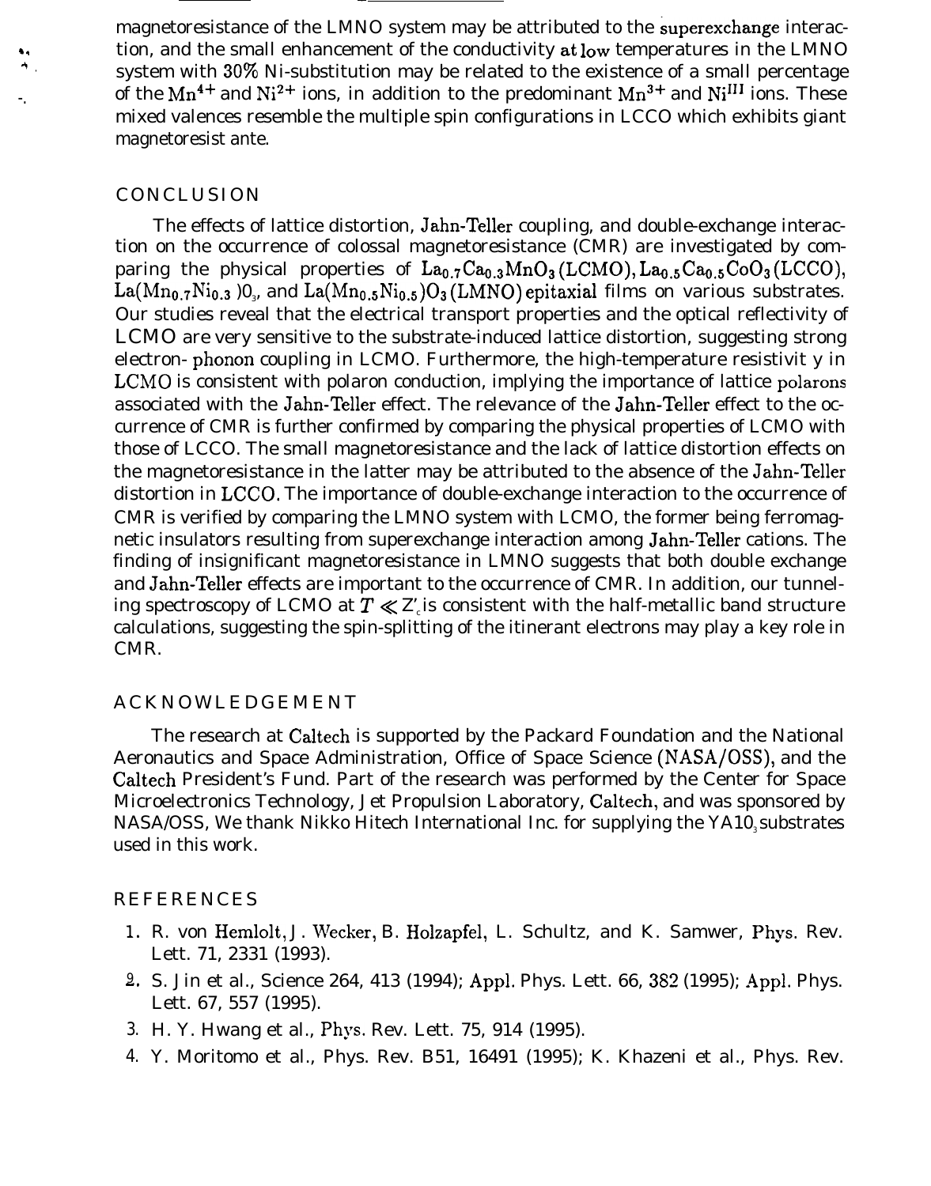magnetoresistance of the LMNO system may be attributed to the superexchange interaction, and the small enhancement of the conductivity at low temperatures in the LMNO system with 30% Ni-substitution may be related to the existence of a small percentage of the $Mn^{4+}$ and $Ni^{2+}$ ions, in addition to the predominant $Mn^{3+}$ and $Ni^{III}$ ions. These mixed valences resemble the multiple spin configurations in LCCO which exhibits giant magnetoresist ante.

## CONCLUSION

The effects of lattice distortion, Jahn-Teller coupling, and double-exchange interaction on the occurrence of colossal magnetoresistance (CMR) are investigated by comparing the physical properties of $La_{0.7}Ca_{0.3}MnO_3$ (LCMO), $La_{0.5}Ca_{0.5}CoO_3$ (LCCO), $La(Mn_{0.7}Ni_{0.3})O_3$, and $La(Mn_{0.5}Ni_{0.5})O_3$ (LMNO) epitaxial films on various substrates. Our studies reveal that the electrical transport properties and the optical reflectivity of LCMO are very sensitive to the substrate-induced lattice distortion, suggesting strong electron- phonon coupling in LCMO. Furthermore, the high-temperature resistivit y in LCMO is consistent with polaron conduction, implying the importance of lattice polarons associated with the Jahn-Teller effect. The relevance of the Jahn-Teller effect to the occurrence of CMR is further confirmed by comparing the physical properties of LCMO with those of LCCO. The small magnetoresistance and the lack of lattice distortion effects on the magnetoresistance in the latter may be attributed to the absence of the Jahn-Teller distortion in LCCO. The importance of double-exchange interaction to the occurrence of CMR is verified by comparing the LMNO system with LCMO, the former being ferromagnetic insulators resulting from superexchange interaction among Jahn-Teller cations. The finding of insignificant magnetoresistance in LMNO suggests that both double exchange and Jahn-Teller effects are important to the occurrence of CMR. In addition, our tunneling spectroscopy of LCMO at $T \ll Z'_c$ is consistent with the half-metallic band structure calculations, suggesting the spin-splitting of the itinerant electrons may play a key role in CMR.

## ACKNOWLEDGEMENT

The research at Caltech is supported by the Packard Foundation and the National Aeronautics and Space Administration, Office of Space Science (NASA/OSS), and the Caltech President's Fund. Part of the research was performed by the Center for Space Microelectronics Technology, Jet Propulsion Laboratory, Caltech, and was sponsored by NASA/OSS, We thank Nikko Hitech International Inc. for supplying the $YAlO_3$ substrates used in this work.

## REFERENCES

1. R. von Hemlolt, J. Wecker, B. Holzapfel, L. Schultz, and K. Samwer, Phys. Rev. Lett. 71, 2331 (1993).
2. S. Jin et al., Science 264, 413 (1994); Appl. Phys. Lett. 66, 382 (1995); Appl. Phys. Lett. 67, 557 (1995).
3. H. Y. Hwang et al., Phys. Rev. Lett. 75, 914 (1995).
4. Y. Moritomo et al., Phys. Rev. B51, 16491 (1995); K. Khazeni et al., Phys. Rev.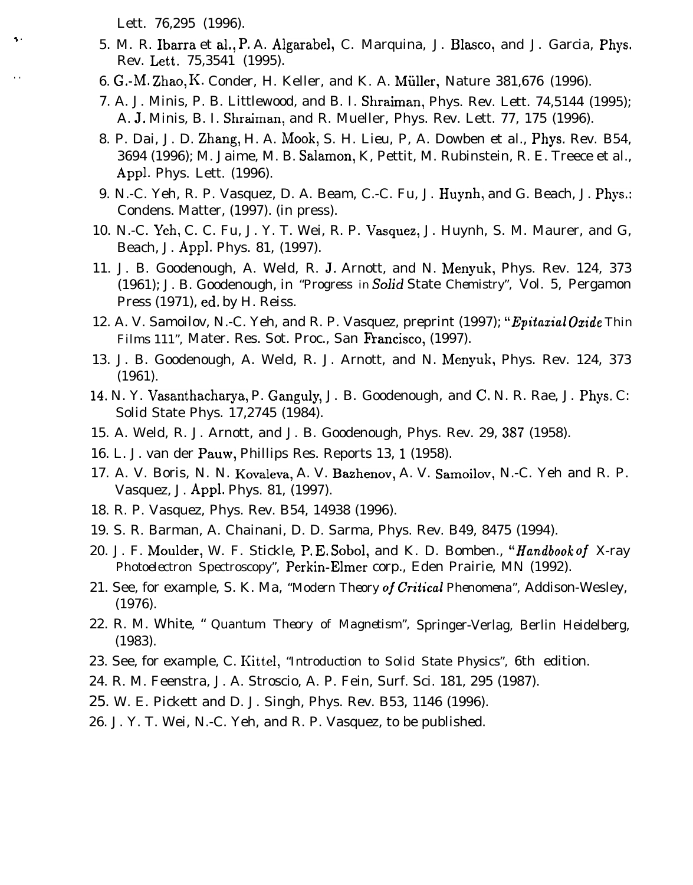Lett. 76,295 (1996).

5. M. R. Ibarra et al., P. A. Algarabel, C. Marquina, J. Blasco, and J. Garcia, Phys. Rev. Lett. 75,3541 (1995).
6. G.-M. Zhao, K. Conder, H. Keller, and K. A. Müller, Nature 381,676 (1996).
7. A. J. Minis, P. B. Littlewood, and B. I. Shraiman, Phys. Rev. Lett. 74,5144 (1995); A. J. Minis, B. I. Shraiman, and R. Mueller, Phys. Rev. Lett. 77, 175 (1996).
8. P. Dai, J. D. Zhang, H. A. Mook, S. H. Lieu, P, A. Dowben et al., Phys. Rev. B54, 3694 (1996); M. Jaime, M. B. Salamon, K, Pettit, M. Rubinstein, R. E. Treece et al., Appl. Phys. Lett. (1996).
9. N.-C. Yeh, R. P. Vasquez, D. A. Beam, C.-C. Fu, J. Huynh, and G. Beach, J. Phys.: Condens. Matter, (1997). (in press).
10. N.-C. Yeh, C. C. Fu, J. Y. T. Wei, R. P. Vasquez, J. Huynh, S. M. Maurer, and G, Beach, J. Appl. Phys. 81, (1997).
11. J. B. Goodenough, A. Weld, R. J. Arnott, and N. Menyuk, Phys. Rev. 124, 373 (1961); J. B. Goodenough, in "Progress in *Solid* State Chemistry", Vol. 5, Pergamon Press (1971), ed. by H. Reiss.
12. A. V. Samoilov, N.-C. Yeh, and R. P. Vasquez, preprint (1997); "*Epitaxial Oxide* Thin Films 111", Mater. Res. Sot. Proc., San Francisco, (1997).
13. J. B. Goodenough, A. Weld, R. J. Arnott, and N. Menyuk, Phys. Rev. 124, 373 (1961).
14. N. Y. Vasanthacharya, P. Ganguly, J. B. Goodenough, and C. N. R. Rae, J. Phys. C: Solid State Phys. 17,2745 (1984).
15. A. Weld, R. J. Arnott, and J. B. Goodenough, Phys. Rev. 29, 387 (1958).
16. L. J. van der Pauw, Phillips Res. Reports 13, 1 (1958).
17. A. V. Boris, N. N. Kovaleva, A. V. Bazhenov, A. V. Samoilov, N.-C. Yeh and R. P. Vasquez, J. Appl. Phys. 81, (1997).
18. R. P. Vasquez, Phys. Rev. B54, 14938 (1996).
19. S. R. Barman, A. Chainani, D. D. Sarma, Phys. Rev. B49, 8475 (1994).
20. J. F. Moulder, W. F. Stickle, P. E. Sobol, and K. D. Bomben., "*Handbook of* X-ray Photoelectron Spectroscopy", Perkin-Elmer corp., Eden Prairie, MN (1992).
21. See, for example, S. K. Ma, "Modern Theory *of Critical* Phenomena", Addison-Wesley, (1976).
22. R. M. White, " Quantum Theory of Magnetism", Springer-Verlag, Berlin Heidelberg, (1983).
23. See, for example, C. Kittel, "Introduction to Solid State Physics", 6th edition.
24. R. M. Feenstra, J. A. Stroscio, A. P. Fein, Surf. Sci. 181, 295 (1987).
25. W. E. Pickett and D. J. Singh, Phys. Rev. B53, 1146 (1996).
26. J. Y. T. Wei, N.-C. Yeh, and R. P. Vasquez, to be published.